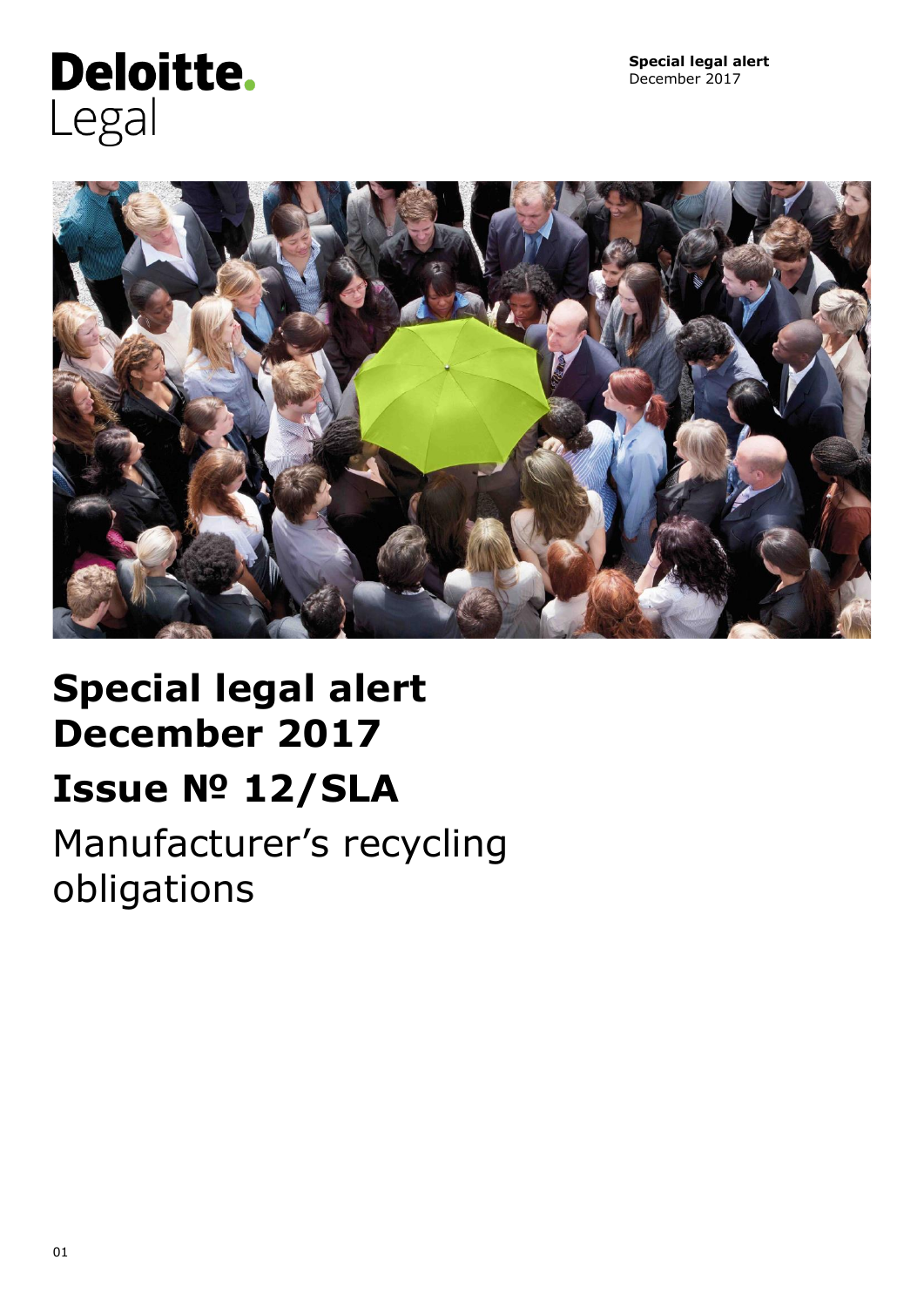Deloitte.
Legal

**Special legal alert**
December 2017

# Special legal alert December 2017

## Issue № 12/SLA

Manufacturer's recycling obligations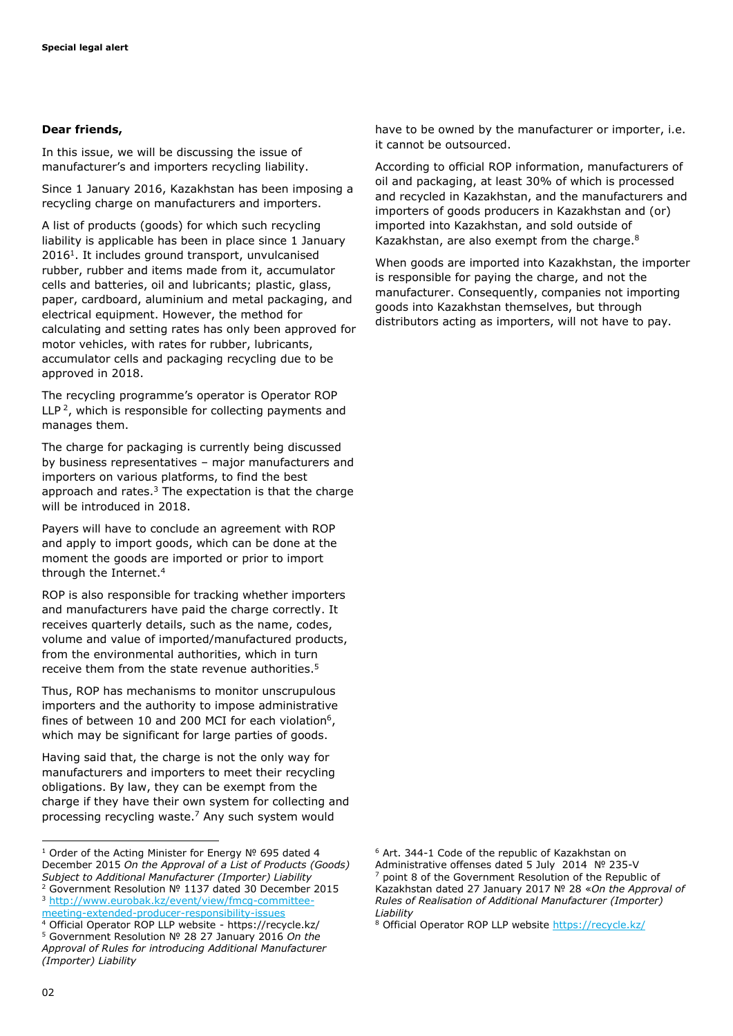**Dear friends,**

In this issue, we will be discussing the issue of manufacturer's and importers recycling liability.

Since 1 January 2016, Kazakhstan has been imposing a recycling charge on manufacturers and importers.

A list of products (goods) for which such recycling liability is applicable has been in place since 1 January 2016[1]. It includes ground transport, unvulcanised rubber, rubber and items made from it, accumulator cells and batteries, oil and lubricants; plastic, glass, paper, cardboard, aluminium and metal packaging, and electrical equipment. However, the method for calculating and setting rates has only been approved for motor vehicles, with rates for rubber, lubricants, accumulator cells and packaging recycling due to be approved in 2018.

The recycling programme's operator is Operator ROP LLP [2], which is responsible for collecting payments and manages them.

The charge for packaging is currently being discussed by business representatives – major manufacturers and importers on various platforms, to find the best approach and rates.[3] The expectation is that the charge will be introduced in 2018.

Payers will have to conclude an agreement with ROP and apply to import goods, which can be done at the moment the goods are imported or prior to import through the Internet.[4]

ROP is also responsible for tracking whether importers and manufacturers have paid the charge correctly. It receives quarterly details, such as the name, codes, volume and value of imported/manufactured products, from the environmental authorities, which in turn receive them from the state revenue authorities.[5]

Thus, ROP has mechanisms to monitor unscrupulous importers and the authority to impose administrative fines of between 10 and 200 MCI for each violation[6], which may be significant for large parties of goods.

Having said that, the charge is not the only way for manufacturers and importers to meet their recycling obligations. By law, they can be exempt from the charge if they have their own system for collecting and processing recycling waste.[7] Any such system would have to be owned by the manufacturer or importer, i.e. it cannot be outsourced.

According to official ROP information, manufacturers of oil and packaging, at least 30% of which is processed and recycled in Kazakhstan, and the manufacturers and importers of goods producers in Kazakhstan and (or) imported into Kazakhstan, and sold outside of Kazakhstan, are also exempt from the charge.[8]

When goods are imported into Kazakhstan, the importer is responsible for paying the charge, and not the manufacturer. Consequently, companies not importing goods into Kazakhstan themselves, but through distributors acting as importers, will not have to pay.

---

[1] Order of the Acting Minister for Energy № 695 dated 4 December 2015 *On the Approval of a List of Products (Goods) Subject to Additional Manufacturer (Importer) Liability*

[2] Government Resolution № 1137 dated 30 December 2015

[3] http://www.eurobak.kz/event/view/fmcg-committee-meeting-extended-producer-responsibility-issues

[4] Official Operator ROP LLP website - https://recycle.kz/

[5] Government Resolution № 28 27 January 2016 *On the Approval of Rules for introducing Additional Manufacturer (Importer) Liability*

[6] Art. 344-1 Code of the republic of Kazakhstan on Administrative offenses dated 5 July 2014 № 235-V

[7] point 8 of the Government Resolution of the Republic of Kazakhstan dated 27 January 2017 № 28 «*On the Approval of Rules of Realisation of Additional Manufacturer (Importer) Liability*

[8] Official Operator ROP LLP website https://recycle.kz/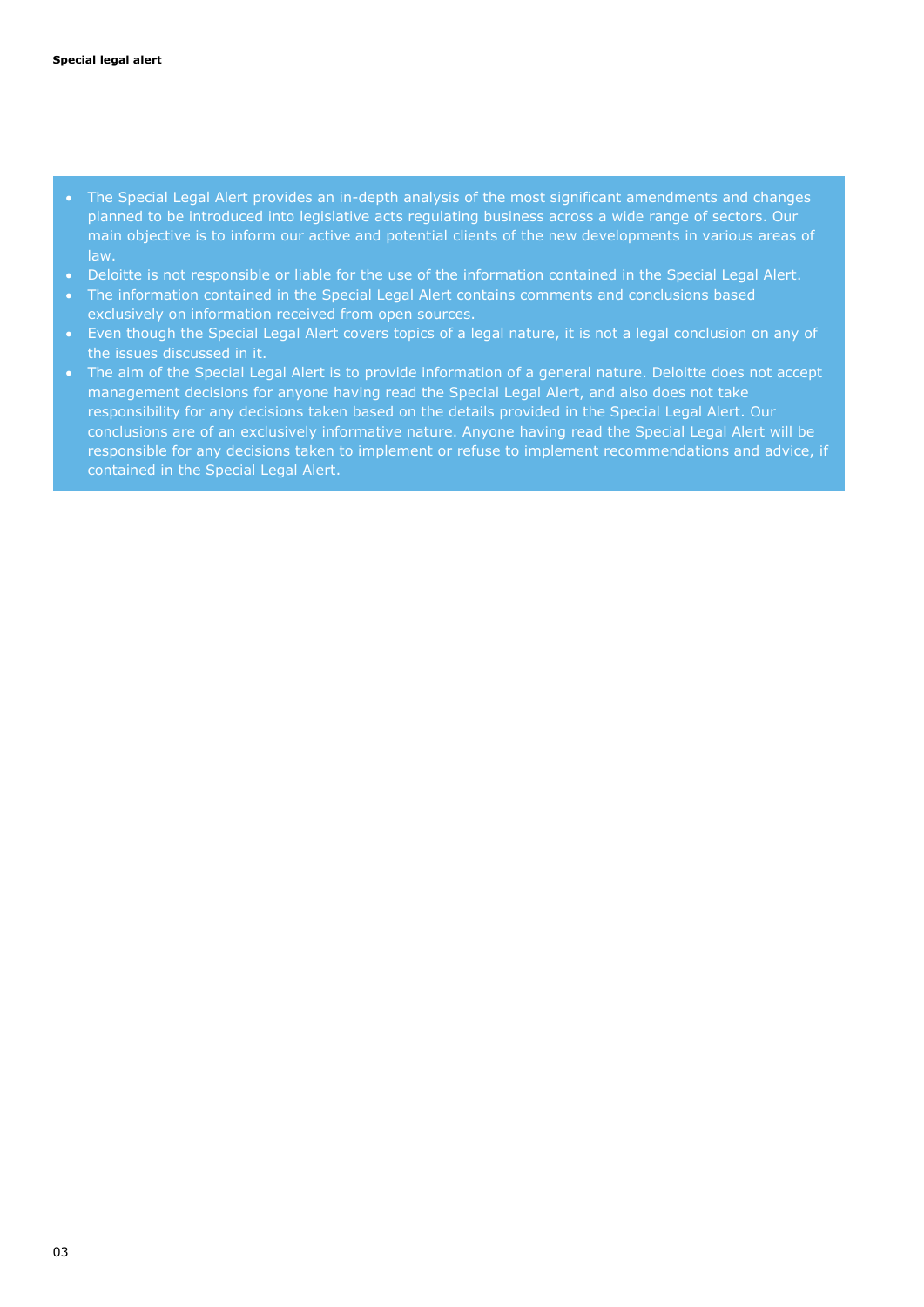- The Special Legal Alert provides an in-depth analysis of the most significant amendments and changes planned to be introduced into legislative acts regulating business across a wide range of sectors. Our main objective is to inform our active and potential clients of the new developments in various areas of law.
- Deloitte is not responsible or liable for the use of the information contained in the Special Legal Alert.
- The information contained in the Special Legal Alert contains comments and conclusions based exclusively on information received from open sources.
- Even though the Special Legal Alert covers topics of a legal nature, it is not a legal conclusion on any of the issues discussed in it.
- The aim of the Special Legal Alert is to provide information of a general nature. Deloitte does not accept management decisions for anyone having read the Special Legal Alert, and also does not take responsibility for any decisions taken based on the details provided in the Special Legal Alert. Our conclusions are of an exclusively informative nature. Anyone having read the Special Legal Alert will be responsible for any decisions taken to implement or refuse to implement recommendations and advice, if contained in the Special Legal Alert.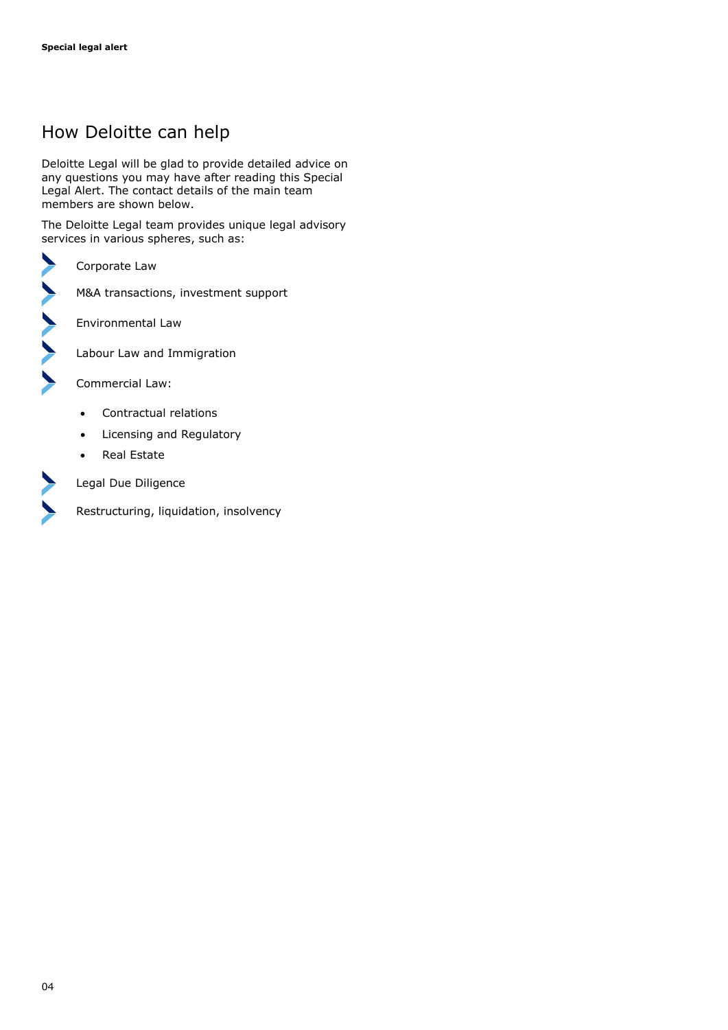# How Deloitte can help

Deloitte Legal will be glad to provide detailed advice on any questions you may have after reading this Special Legal Alert. The contact details of the main team members are shown below.

The Deloitte Legal team provides unique legal advisory services in various spheres, such as:

- Corporate Law
- M&A transactions, investment support
- Environmental Law
- Labour Law and Immigration
- Commercial Law:
  - Contractual relations
  - Licensing and Regulatory
  - Real Estate
- Legal Due Diligence
- Restructuring, liquidation, insolvency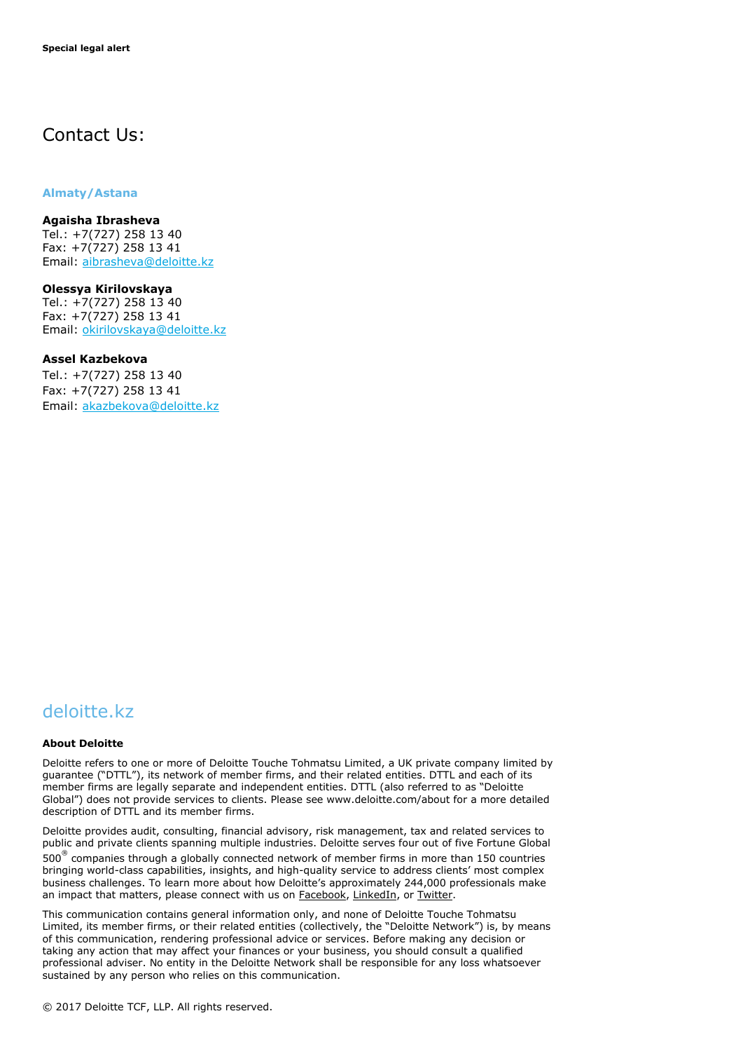# Contact Us:

### Almaty/Astana

**Agaisha Ibrasheva**
Tel.: +7(727) 258 13 40
Fax: +7(727) 258 13 41
Email: aibrasheva@deloitte.kz

**Olessya Kirilovskaya**
Tel.: +7(727) 258 13 40
Fax: +7(727) 258 13 41
Email: okirilovskaya@deloitte.kz

**Assel Kazbekova**
Tel.: +7(727) 258 13 40
Fax: +7(727) 258 13 41
Email: akazbekova@deloitte.kz

## deloitte.kz

**About Deloitte**

Deloitte refers to one or more of Deloitte Touche Tohmatsu Limited, a UK private company limited by guarantee ("DTTL"), its network of member firms, and their related entities. DTTL and each of its member firms are legally separate and independent entities. DTTL (also referred to as "Deloitte Global") does not provide services to clients. Please see www.deloitte.com/about for a more detailed description of DTTL and its member firms.

Deloitte provides audit, consulting, financial advisory, risk management, tax and related services to public and private clients spanning multiple industries. Deloitte serves four out of five Fortune Global 500® companies through a globally connected network of member firms in more than 150 countries bringing world-class capabilities, insights, and high-quality service to address clients' most complex business challenges. To learn more about how Deloitte's approximately 244,000 professionals make an impact that matters, please connect with us on Facebook, LinkedIn, or Twitter.

This communication contains general information only, and none of Deloitte Touche Tohmatsu Limited, its member firms, or their related entities (collectively, the "Deloitte Network") is, by means of this communication, rendering professional advice or services. Before making any decision or taking any action that may affect your finances or your business, you should consult a qualified professional adviser. No entity in the Deloitte Network shall be responsible for any loss whatsoever sustained by any person who relies on this communication.

© 2017 Deloitte TCF, LLP. All rights reserved.